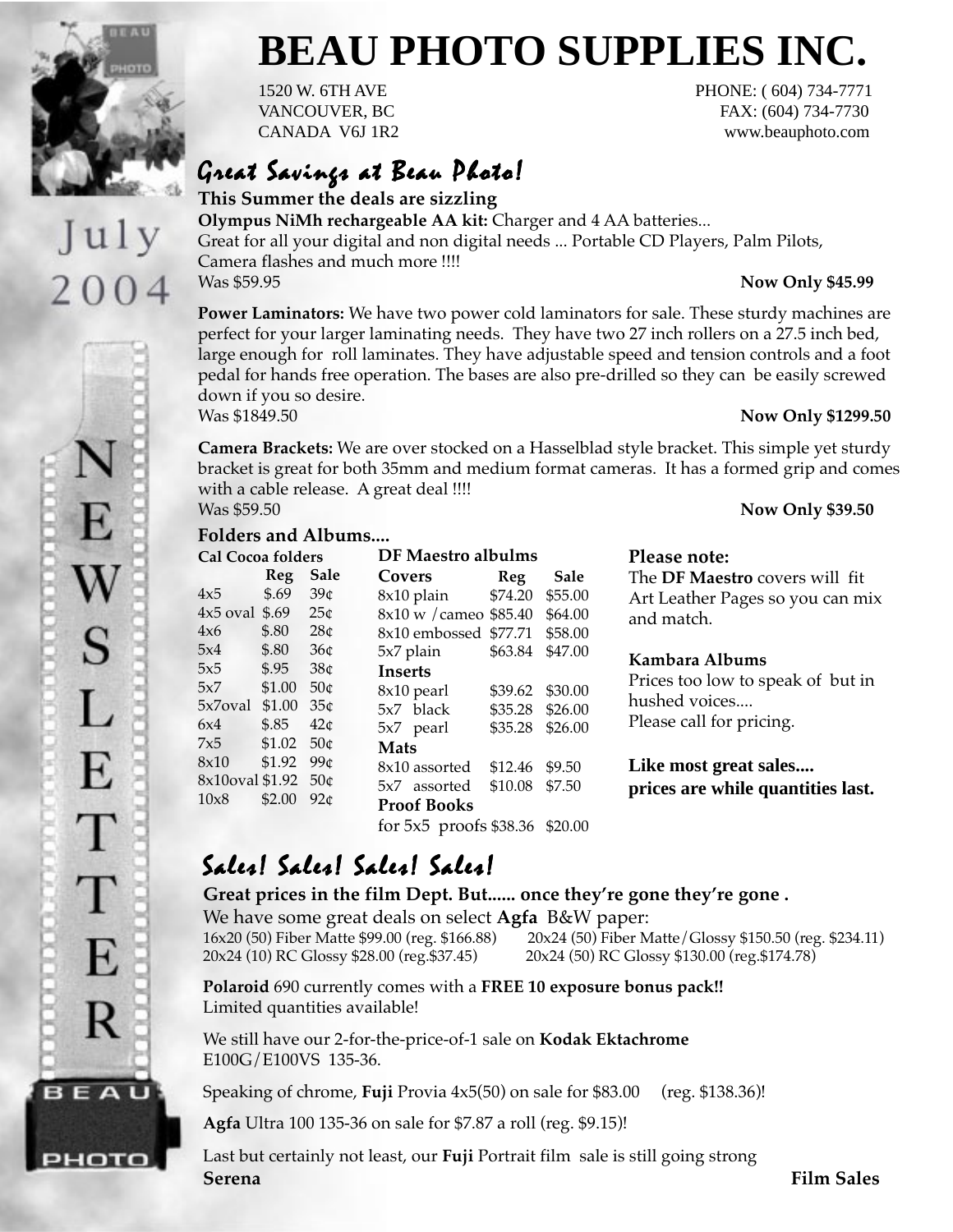# BEAU PHOTO SUPPLIES INC.

1520 W. 6TH AVE
VANCOUVER, BC
CANADA V6J 1R2

PHONE: ( 604) 734-7771
FAX: (604) 734-7730
www.beauphoto.com

July 2004

NEWSLETTER

## *Great Savings at Beau Photo!*

**This Summer the deals are sizzling**

**Olympus NiMh rechargeable AA kit:** Charger and 4 AA batteries...
Great for all your digital and non digital needs ... Portable CD Players, Palm Pilots, Camera flashes and much more !!!!
Was $59.95 **Now Only $45.99**

**Power Laminators:** We have two power cold laminators for sale. These sturdy machines are perfect for your larger laminating needs. They have two 27 inch rollers on a 27.5 inch bed, large enough for roll laminates. They have adjustable speed and tension controls and a foot pedal for hands free operation. The bases are also pre-drilled so they can be easily screwed down if you so desire.
Was $1849.50 **Now Only $1299.50**

**Camera Brackets:** We are over stocked on a Hasselblad style bracket. This simple yet sturdy bracket is great for both 35mm and medium format cameras. It has a formed grip and comes with a cable release. A great deal !!!!
Was $59.50 **Now Only $39.50**

**Folders and Albums....**

**Cal Cocoa folders**

| | Reg | Sale |
|---|---|---|
| 4x5 | $.69 | 39¢ |
| 4x5 oval | $.69 | 25¢ |
| 4x6 | $.80 | 28¢ |
| 5x4 | $.80 | 36¢ |
| 5x5 | $.95 | 38¢ |
| 5x7 | $1.00 | 50¢ |
| 5x7oval | $1.00 | 35¢ |
| 6x4 | $.85 | 42¢ |
| 7x5 | $1.02 | 50¢ |
| 8x10 | $1.92 | 99¢ |
| 8x10oval | $1.92 | 50¢ |
| 10x8 | $2.00 | 92¢ |

**DF Maestro albulms**

| **Covers** | **Reg** | **Sale** |
|---|---|---|
| 8x10 plain | $74.20 | $55.00 |
| 8x10 w /cameo | $85.40 | $64.00 |
| 8x10 embossed | $77.71 | $58.00 |
| 5x7 plain | $63.84 | $47.00 |
| **Inserts** | | |
| 8x10 pearl | $39.62 | $30.00 |
| 5x7 black | $35.28 | $26.00 |
| 5x7 pearl | $35.28 | $26.00 |
| **Mats** | | |
| 8x10 assorted | $12.46 | $9.50 |
| 5x7 assorted | $10.08 | $7.50 |
| **Proof Books** | | |
| for 5x5 proofs | $38.36 | $20.00 |

**Please note:**
The **DF Maestro** covers will fit Art Leather Pages so you can mix and match.

**Kambara Albums**
Prices too low to speak of but in hushed voices....
Please call for pricing.

**Like most great sales....
prices are while quantities last.**

## *Sales! Sales! Sales! Sales!*

**Great prices in the film Dept. But...... once they're gone they're gone .**

We have some great deals on select **Agfa** B&W paper:
16x20 (50) Fiber Matte $99.00 (reg. $166.88)
20x24 (50) Fiber Matte/Glossy $150.50 (reg. $234.11)
20x24 (10) RC Glossy $28.00 (reg.$37.45)
20x24 (50) RC Glossy $130.00 (reg.$174.78)

**Polaroid** 690 currently comes with a **FREE 10 exposure bonus pack!!**
Limited quantities available!

We still have our 2-for-the-price-of-1 sale on **Kodak Ektachrome** E100G/E100VS 135-36.

Speaking of chrome, **Fuji** Provia 4x5(50) on sale for $83.00 (reg. $138.36)!

**Agfa** Ultra 100 135-36 on sale for $7.87 a roll (reg. $9.15)!

Last but certainly not least, our **Fuji** Portrait film sale is still going strong

**Serena** **Film Sales**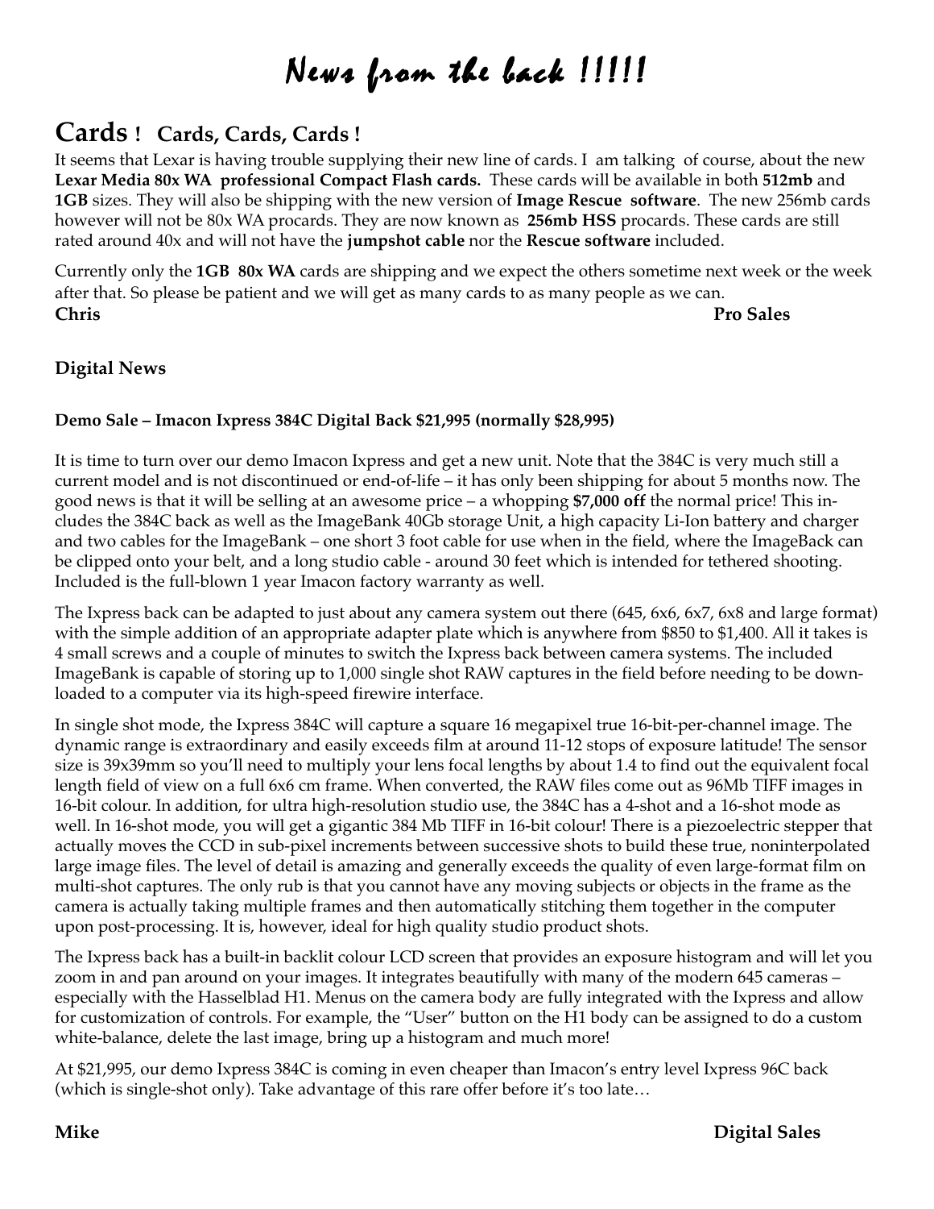# *News from the back !!!!!*

## Cards ! Cards, Cards, Cards !

It seems that Lexar is having trouble supplying their new line of cards. I am talking of course, about the new **Lexar Media 80x WA professional Compact Flash cards.** These cards will be available in both **512mb** and **1GB** sizes. They will also be shipping with the new version of **Image Rescue software**. The new 256mb cards however will not be 80x WA procards. They are now known as **256mb HSS** procards. These cards are still rated around 40x and will not have the **jumpshot cable** nor the **Rescue software** included.

Currently only the **1GB 80x WA** cards are shipping and we expect the others sometime next week or the week after that. So please be patient and we will get as many cards to as many people as we can.

**Chris** **Pro Sales**

### Digital News

**Demo Sale – Imacon Ixpress 384C Digital Back $21,995 (normally $28,995)**

It is time to turn over our demo Imacon Ixpress and get a new unit. Note that the 384C is very much still a current model and is not discontinued or end-of-life – it has only been shipping for about 5 months now. The good news is that it will be selling at an awesome price – a whopping **$7,000 off** the normal price! This includes the 384C back as well as the ImageBank 40Gb storage Unit, a high capacity Li-Ion battery and charger and two cables for the ImageBank – one short 3 foot cable for use when in the field, where the ImageBack can be clipped onto your belt, and a long studio cable - around 30 feet which is intended for tethered shooting. Included is the full-blown 1 year Imacon factory warranty as well.

The Ixpress back can be adapted to just about any camera system out there (645, 6x6, 6x7, 6x8 and large format) with the simple addition of an appropriate adapter plate which is anywhere from $850 to $1,400. All it takes is 4 small screws and a couple of minutes to switch the Ixpress back between camera systems. The included ImageBank is capable of storing up to 1,000 single shot RAW captures in the field before needing to be downloaded to a computer via its high-speed firewire interface.

In single shot mode, the Ixpress 384C will capture a square 16 megapixel true 16-bit-per-channel image. The dynamic range is extraordinary and easily exceeds film at around 11-12 stops of exposure latitude! The sensor size is 39x39mm so you'll need to multiply your lens focal lengths by about 1.4 to find out the equivalent focal length field of view on a full 6x6 cm frame. When converted, the RAW files come out as 96Mb TIFF images in 16-bit colour. In addition, for ultra high-resolution studio use, the 384C has a 4-shot and a 16-shot mode as well. In 16-shot mode, you will get a gigantic 384 Mb TIFF in 16-bit colour! There is a piezoelectric stepper that actually moves the CCD in sub-pixel increments between successive shots to build these true, noninterpolated large image files. The level of detail is amazing and generally exceeds the quality of even large-format film on multi-shot captures. The only rub is that you cannot have any moving subjects or objects in the frame as the camera is actually taking multiple frames and then automatically stitching them together in the computer upon post-processing. It is, however, ideal for high quality studio product shots.

The Ixpress back has a built-in backlit colour LCD screen that provides an exposure histogram and will let you zoom in and pan around on your images. It integrates beautifully with many of the modern 645 cameras – especially with the Hasselblad H1. Menus on the camera body are fully integrated with the Ixpress and allow for customization of controls. For example, the "User" button on the H1 body can be assigned to do a custom white-balance, delete the last image, bring up a histogram and much more!

At $21,995, our demo Ixpress 384C is coming in even cheaper than Imacon's entry level Ixpress 96C back (which is single-shot only). Take advantage of this rare offer before it's too late…

**Mike** **Digital Sales**